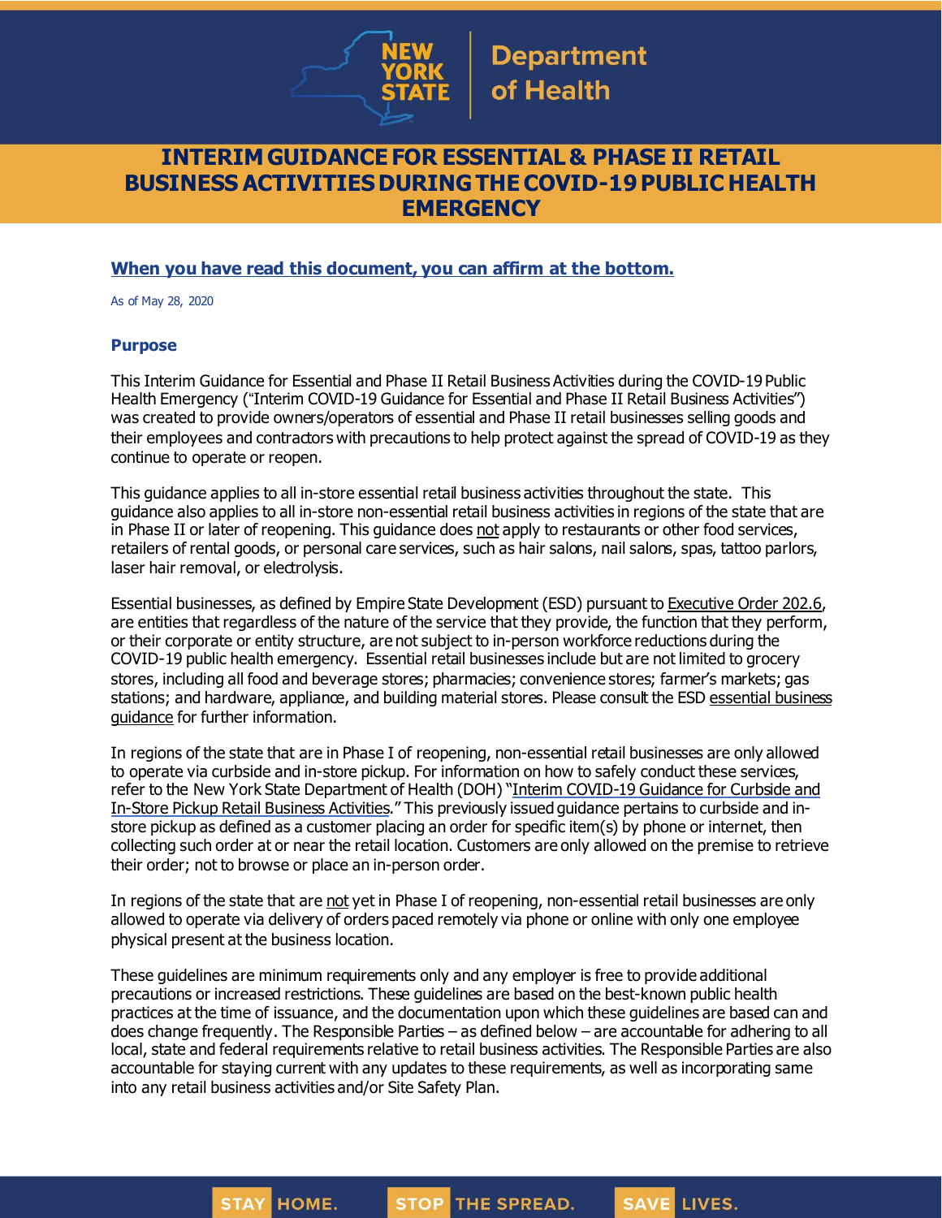# INTERIM GUIDANCE FOR ESSENTIAL & PHASE II RETAIL BUSINESS ACTIVITIES DURING THE COVID-19 PUBLIC HEALTH EMERGENCY

**When you have read this document, you can affirm at the bottom.**

As of May 28, 2020

## Purpose

This Interim Guidance for Essential and Phase II Retail Business Activities during the COVID-19 Public Health Emergency ("Interim COVID-19 Guidance for Essential and Phase II Retail Business Activities") was created to provide owners/operators of essential and Phase II retail businesses selling goods and their employees and contractors with precautions to help protect against the spread of COVID-19 as they continue to operate or reopen.

This guidance applies to all in-store essential retail business activities throughout the state. This guidance also applies to all in-store non-essential retail business activities in regions of the state that are in Phase II or later of reopening. This guidance does not apply to restaurants or other food services, retailers of rental goods, or personal care services, such as hair salons, nail salons, spas, tattoo parlors, laser hair removal, or electrolysis.

Essential businesses, as defined by Empire State Development (ESD) pursuant to Executive Order 202.6, are entities that regardless of the nature of the service that they provide, the function that they perform, or their corporate or entity structure, are not subject to in-person workforce reductions during the COVID-19 public health emergency. Essential retail businesses include but are not limited to grocery stores, including all food and beverage stores; pharmacies; convenience stores; farmer's markets; gas stations; and hardware, appliance, and building material stores. Please consult the ESD essential business guidance for further information.

In regions of the state that are in Phase I of reopening, non-essential retail businesses are only allowed to operate via curbside and in-store pickup. For information on how to safely conduct these services, refer to the New York State Department of Health (DOH) "Interim COVID-19 Guidance for Curbside and In-Store Pickup Retail Business Activities." This previously issued guidance pertains to curbside and in-store pickup as defined as a customer placing an order for specific item(s) by phone or internet, then collecting such order at or near the retail location. Customers are only allowed on the premise to retrieve their order; not to browse or place an in-person order.

In regions of the state that are not yet in Phase I of reopening, non-essential retail businesses are only allowed to operate via delivery of orders paced remotely via phone or online with only one employee physical present at the business location.

These guidelines are minimum requirements only and any employer is free to provide additional precautions or increased restrictions. These guidelines are based on the best-known public health practices at the time of issuance, and the documentation upon which these guidelines are based can and does change frequently. The Responsible Parties – as defined below – are accountable for adhering to all local, state and federal requirements relative to retail business activities. The Responsible Parties are also accountable for staying current with any updates to these requirements, as well as incorporating same into any retail business activities and/or Site Safety Plan.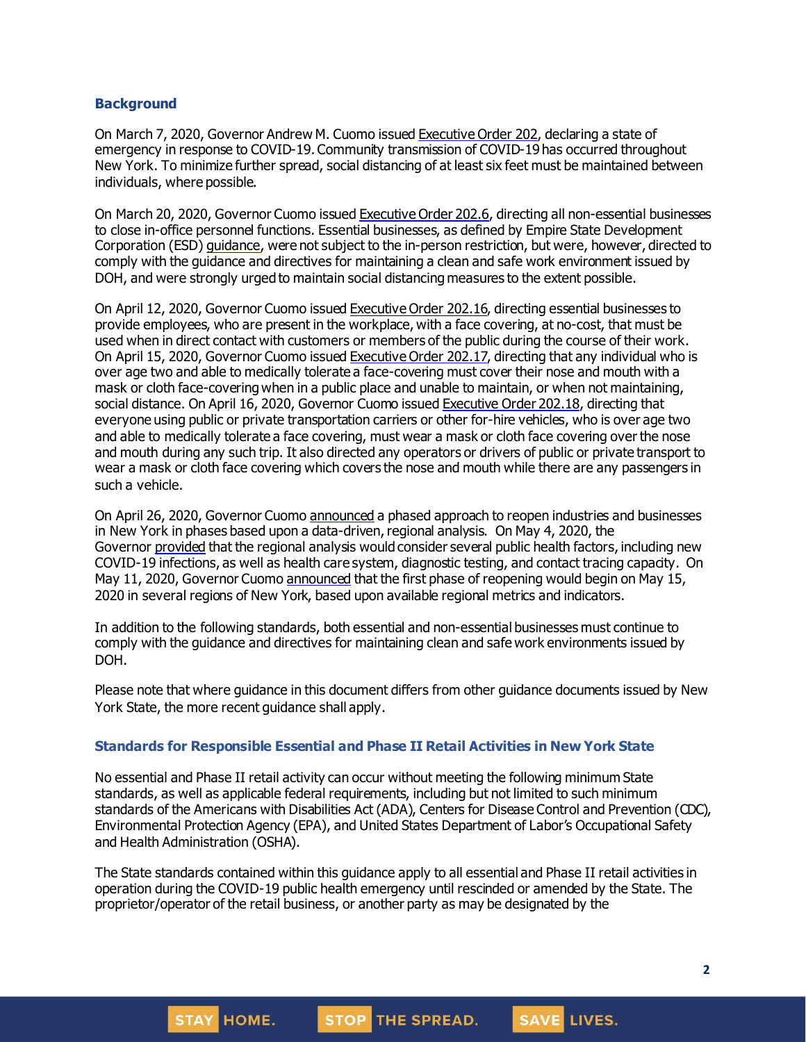## Background

On March 7, 2020, Governor Andrew M. Cuomo issued Executive Order 202, declaring a state of emergency in response to COVID-19. Community transmission of COVID-19 has occurred throughout New York. To minimize further spread, social distancing of at least six feet must be maintained between individuals, where possible.

On March 20, 2020, Governor Cuomo issued Executive Order 202.6, directing all non-essential businesses to close in-office personnel functions. Essential businesses, as defined by Empire State Development Corporation (ESD) guidance, were not subject to the in-person restriction, but were, however, directed to comply with the guidance and directives for maintaining a clean and safe work environment issued by DOH, and were strongly urged to maintain social distancing measures to the extent possible.

On April 12, 2020, Governor Cuomo issued Executive Order 202.16, directing essential businesses to provide employees, who are present in the workplace, with a face covering, at no-cost, that must be used when in direct contact with customers or members of the public during the course of their work. On April 15, 2020, Governor Cuomo issued Executive Order 202.17, directing that any individual who is over age two and able to medically tolerate a face-covering must cover their nose and mouth with a mask or cloth face-covering when in a public place and unable to maintain, or when not maintaining, social distance. On April 16, 2020, Governor Cuomo issued Executive Order 202.18, directing that everyone using public or private transportation carriers or other for-hire vehicles, who is over age two and able to medically tolerate a face covering, must wear a mask or cloth face covering over the nose and mouth during any such trip. It also directed any operators or drivers of public or private transport to wear a mask or cloth face covering which covers the nose and mouth while there are any passengers in such a vehicle.

On April 26, 2020, Governor Cuomo announced a phased approach to reopen industries and businesses in New York in phases based upon a data-driven, regional analysis. On May 4, 2020, the Governor provided that the regional analysis would consider several public health factors, including new COVID-19 infections, as well as health care system, diagnostic testing, and contact tracing capacity. On May 11, 2020, Governor Cuomo announced that the first phase of reopening would begin on May 15, 2020 in several regions of New York, based upon available regional metrics and indicators.

In addition to the following standards, both essential and non-essential businesses must continue to comply with the guidance and directives for maintaining clean and safe work environments issued by DOH.

Please note that where guidance in this document differs from other guidance documents issued by New York State, the more recent guidance shall apply.

## Standards for Responsible Essential and Phase II Retail Activities in New York State

No essential and Phase II retail activity can occur without meeting the following minimum State standards, as well as applicable federal requirements, including but not limited to such minimum standards of the Americans with Disabilities Act (ADA), Centers for Disease Control and Prevention (CDC), Environmental Protection Agency (EPA), and United States Department of Labor's Occupational Safety and Health Administration (OSHA).

The State standards contained within this guidance apply to all essential and Phase II retail activities in operation during the COVID-19 public health emergency until rescinded or amended by the State. The proprietor/operator of the retail business, or another party as may be designated by the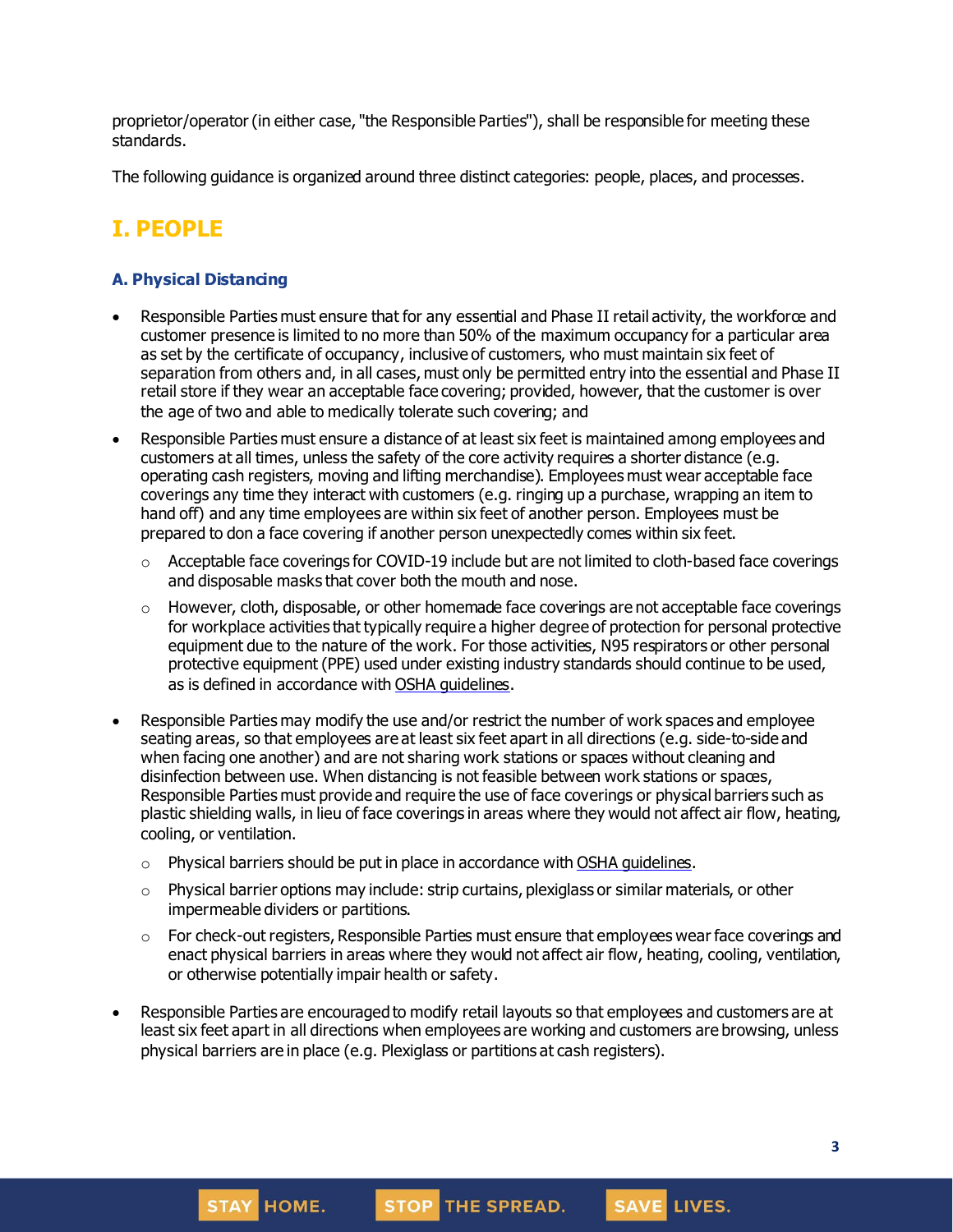proprietor/operator (in either case, "the Responsible Parties"), shall be responsible for meeting these standards.

The following guidance is organized around three distinct categories: people, places, and processes.

# I. PEOPLE

### A. Physical Distancing

- Responsible Parties must ensure that for any essential and Phase II retail activity, the workforce and customer presence is limited to no more than 50% of the maximum occupancy for a particular area as set by the certificate of occupancy, inclusive of customers, who must maintain six feet of separation from others and, in all cases, must only be permitted entry into the essential and Phase II retail store if they wear an acceptable face covering; provided, however, that the customer is over the age of two and able to medically tolerate such covering; and
- Responsible Parties must ensure a distance of at least six feet is maintained among employees and customers at all times, unless the safety of the core activity requires a shorter distance (e.g. operating cash registers, moving and lifting merchandise). Employees must wear acceptable face coverings any time they interact with customers (e.g. ringing up a purchase, wrapping an item to hand off) and any time employees are within six feet of another person. Employees must be prepared to don a face covering if another person unexpectedly comes within six feet.
  - Acceptable face coverings for COVID-19 include but are not limited to cloth-based face coverings and disposable masks that cover both the mouth and nose.
  - However, cloth, disposable, or other homemade face coverings are not acceptable face coverings for workplace activities that typically require a higher degree of protection for personal protective equipment due to the nature of the work. For those activities, N95 respirators or other personal protective equipment (PPE) used under existing industry standards should continue to be used, as is defined in accordance with OSHA guidelines.
- Responsible Parties may modify the use and/or restrict the number of work spaces and employee seating areas, so that employees are at least six feet apart in all directions (e.g. side-to-side and when facing one another) and are not sharing work stations or spaces without cleaning and disinfection between use. When distancing is not feasible between work stations or spaces, Responsible Parties must provide and require the use of face coverings or physical barriers such as plastic shielding walls, in lieu of face coverings in areas where they would not affect air flow, heating, cooling, or ventilation.
  - Physical barriers should be put in place in accordance with OSHA guidelines.
  - Physical barrier options may include: strip curtains, plexiglass or similar materials, or other impermeable dividers or partitions.
  - For check-out registers, Responsible Parties must ensure that employees wear face coverings and enact physical barriers in areas where they would not affect air flow, heating, cooling, ventilation, or otherwise potentially impair health or safety.
- Responsible Parties are encouraged to modify retail layouts so that employees and customers are at least six feet apart in all directions when employees are working and customers are browsing, unless physical barriers are in place (e.g. Plexiglass or partitions at cash registers).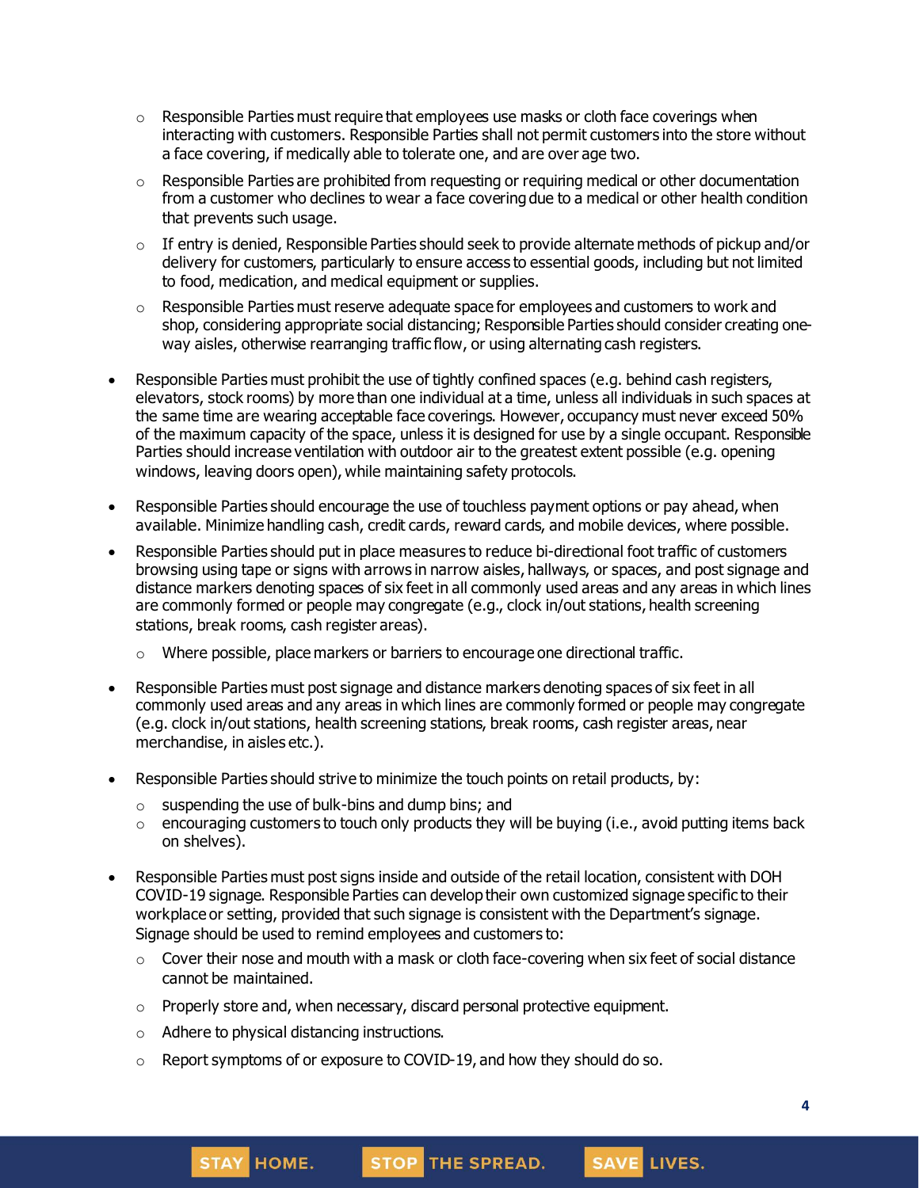- Responsible Parties must require that employees use masks or cloth face coverings when interacting with customers. Responsible Parties shall not permit customers into the store without a face covering, if medically able to tolerate one, and are over age two.
  - Responsible Parties are prohibited from requesting or requiring medical or other documentation from a customer who declines to wear a face covering due to a medical or other health condition that prevents such usage.
  - If entry is denied, Responsible Parties should seek to provide alternate methods of pickup and/or delivery for customers, particularly to ensure access to essential goods, including but not limited to food, medication, and medical equipment or supplies.
  - Responsible Parties must reserve adequate space for employees and customers to work and shop, considering appropriate social distancing; Responsible Parties should consider creating one-way aisles, otherwise rearranging traffic flow, or using alternating cash registers.

- Responsible Parties must prohibit the use of tightly confined spaces (e.g. behind cash registers, elevators, stock rooms) by more than one individual at a time, unless all individuals in such spaces at the same time are wearing acceptable face coverings. However, occupancy must never exceed 50% of the maximum capacity of the space, unless it is designed for use by a single occupant. Responsible Parties should increase ventilation with outdoor air to the greatest extent possible (e.g. opening windows, leaving doors open), while maintaining safety protocols.

- Responsible Parties should encourage the use of touchless payment options or pay ahead, when available. Minimize handling cash, credit cards, reward cards, and mobile devices, where possible.

- Responsible Parties should put in place measures to reduce bi-directional foot traffic of customers browsing using tape or signs with arrows in narrow aisles, hallways, or spaces, and post signage and distance markers denoting spaces of six feet in all commonly used areas and any areas in which lines are commonly formed or people may congregate (e.g., clock in/out stations, health screening stations, break rooms, cash register areas).
  - Where possible, place markers or barriers to encourage one directional traffic.

- Responsible Parties must post signage and distance markers denoting spaces of six feet in all commonly used areas and any areas in which lines are commonly formed or people may congregate (e.g. clock in/out stations, health screening stations, break rooms, cash register areas, near merchandise, in aisles etc.).

- Responsible Parties should strive to minimize the touch points on retail products, by:
  - suspending the use of bulk-bins and dump bins; and
  - encouraging customers to touch only products they will be buying (i.e., avoid putting items back on shelves).

- Responsible Parties must post signs inside and outside of the retail location, consistent with DOH COVID-19 signage. Responsible Parties can develop their own customized signage specific to their workplace or setting, provided that such signage is consistent with the Department's signage. Signage should be used to remind employees and customers to:
  - Cover their nose and mouth with a mask or cloth face-covering when six feet of social distance cannot be maintained.
  - Properly store and, when necessary, discard personal protective equipment.
  - Adhere to physical distancing instructions.
  - Report symptoms of or exposure to COVID-19, and how they should do so.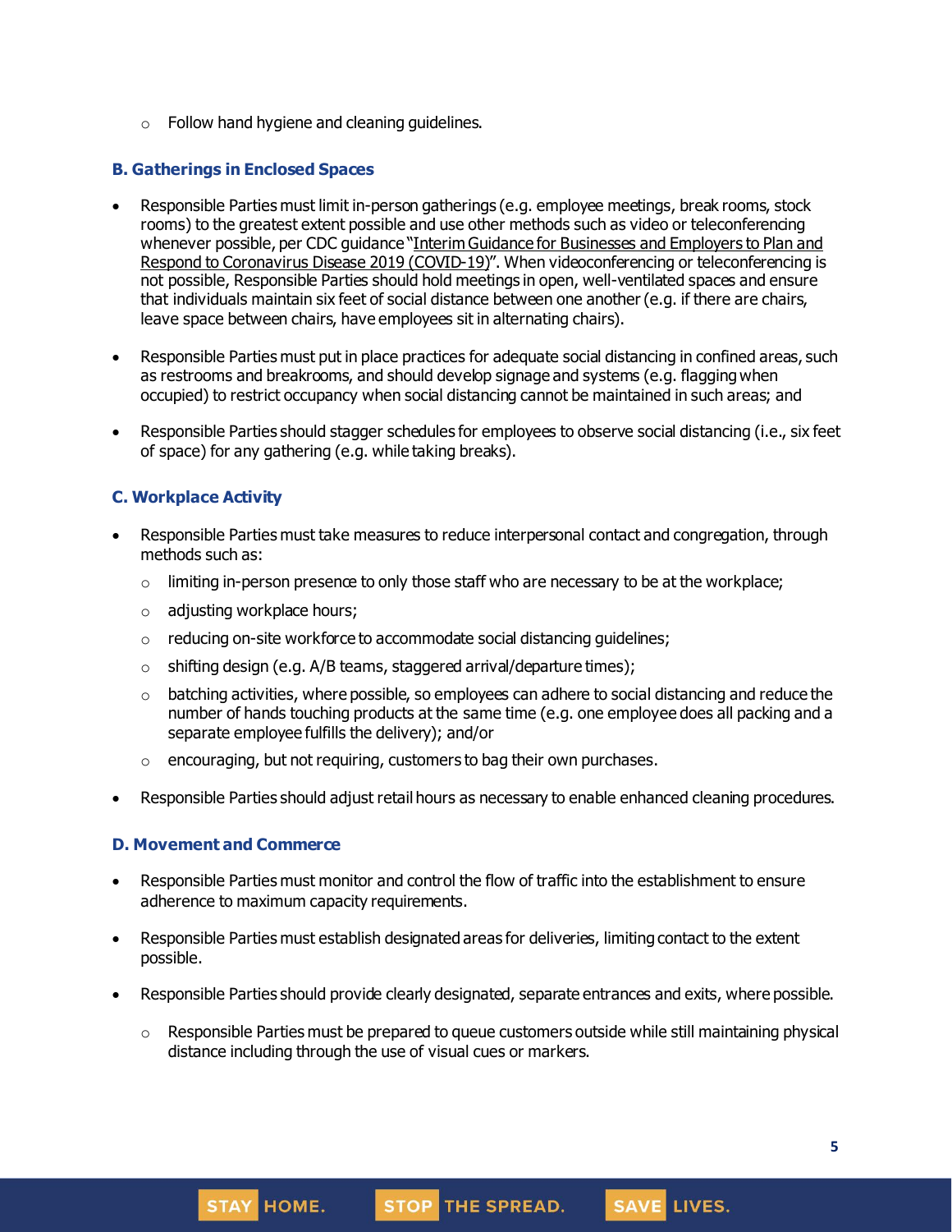- Follow hand hygiene and cleaning guidelines.

### B. Gatherings in Enclosed Spaces

- Responsible Parties must limit in-person gatherings (e.g. employee meetings, break rooms, stock rooms) to the greatest extent possible and use other methods such as video or teleconferencing whenever possible, per CDC guidance "Interim Guidance for Businesses and Employers to Plan and Respond to Coronavirus Disease 2019 (COVID-19)". When videoconferencing or teleconferencing is not possible, Responsible Parties should hold meetings in open, well-ventilated spaces and ensure that individuals maintain six feet of social distance between one another (e.g. if there are chairs, leave space between chairs, have employees sit in alternating chairs).

- Responsible Parties must put in place practices for adequate social distancing in confined areas, such as restrooms and breakrooms, and should develop signage and systems (e.g. flagging when occupied) to restrict occupancy when social distancing cannot be maintained in such areas; and

- Responsible Parties should stagger schedules for employees to observe social distancing (i.e., six feet of space) for any gathering (e.g. while taking breaks).

### C. Workplace Activity

- Responsible Parties must take measures to reduce interpersonal contact and congregation, through methods such as:
  - limiting in-person presence to only those staff who are necessary to be at the workplace;
  - adjusting workplace hours;
  - reducing on-site workforce to accommodate social distancing guidelines;
  - shifting design (e.g. A/B teams, staggered arrival/departure times);
  - batching activities, where possible, so employees can adhere to social distancing and reduce the number of hands touching products at the same time (e.g. one employee does all packing and a separate employee fulfills the delivery); and/or
  - encouraging, but not requiring, customers to bag their own purchases.

- Responsible Parties should adjust retail hours as necessary to enable enhanced cleaning procedures.

### D. Movement and Commerce

- Responsible Parties must monitor and control the flow of traffic into the establishment to ensure adherence to maximum capacity requirements.

- Responsible Parties must establish designated areas for deliveries, limiting contact to the extent possible.

- Responsible Parties should provide clearly designated, separate entrances and exits, where possible.
  - Responsible Parties must be prepared to queue customers outside while still maintaining physical distance including through the use of visual cues or markers.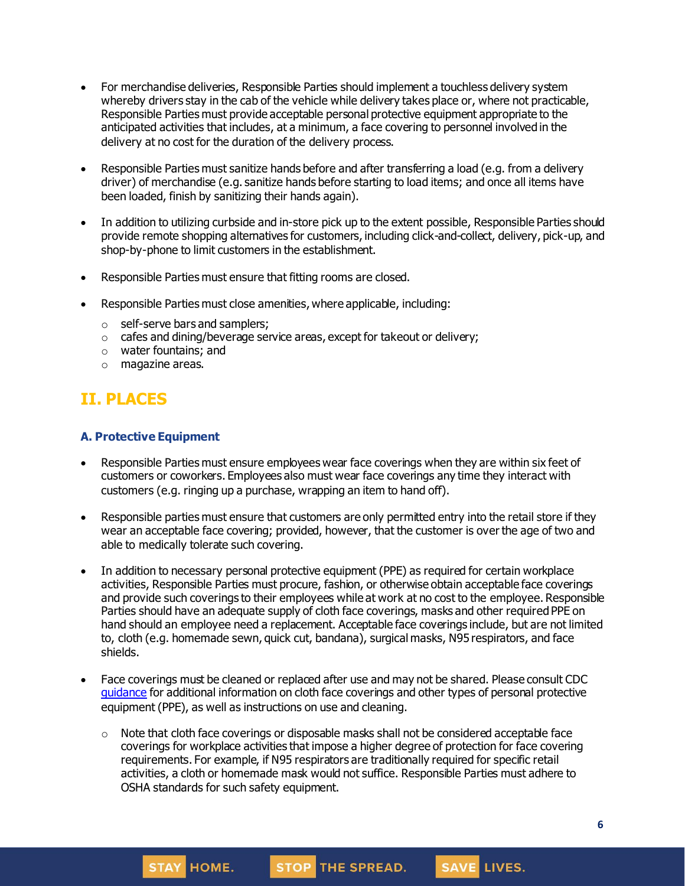- For merchandise deliveries, Responsible Parties should implement a touchless delivery system whereby drivers stay in the cab of the vehicle while delivery takes place or, where not practicable, Responsible Parties must provide acceptable personal protective equipment appropriate to the anticipated activities that includes, at a minimum, a face covering to personnel involved in the delivery at no cost for the duration of the delivery process.

- Responsible Parties must sanitize hands before and after transferring a load (e.g. from a delivery driver) of merchandise (e.g. sanitize hands before starting to load items; and once all items have been loaded, finish by sanitizing their hands again).

- In addition to utilizing curbside and in-store pick up to the extent possible, Responsible Parties should provide remote shopping alternatives for customers, including click-and-collect, delivery, pick-up, and shop-by-phone to limit customers in the establishment.

- Responsible Parties must ensure that fitting rooms are closed.

- Responsible Parties must close amenities, where applicable, including:
  - self-serve bars and samplers;
  - cafes and dining/beverage service areas, except for takeout or delivery;
  - water fountains; and
  - magazine areas.

## II. PLACES

### A. Protective Equipment

- Responsible Parties must ensure employees wear face coverings when they are within six feet of customers or coworkers. Employees also must wear face coverings any time they interact with customers (e.g. ringing up a purchase, wrapping an item to hand off).

- Responsible parties must ensure that customers are only permitted entry into the retail store if they wear an acceptable face covering; provided, however, that the customer is over the age of two and able to medically tolerate such covering.

- In addition to necessary personal protective equipment (PPE) as required for certain workplace activities, Responsible Parties must procure, fashion, or otherwise obtain acceptable face coverings and provide such coverings to their employees while at work at no cost to the employee. Responsible Parties should have an adequate supply of cloth face coverings, masks and other required PPE on hand should an employee need a replacement. Acceptable face coverings include, but are not limited to, cloth (e.g. homemade sewn, quick cut, bandana), surgical masks, N95 respirators, and face shields.

- Face coverings must be cleaned or replaced after use and may not be shared. Please consult CDC guidance for additional information on cloth face coverings and other types of personal protective equipment (PPE), as well as instructions on use and cleaning.
  - Note that cloth face coverings or disposable masks shall not be considered acceptable face coverings for workplace activities that impose a higher degree of protection for face covering requirements. For example, if N95 respirators are traditionally required for specific retail activities, a cloth or homemade mask would not suffice. Responsible Parties must adhere to OSHA standards for such safety equipment.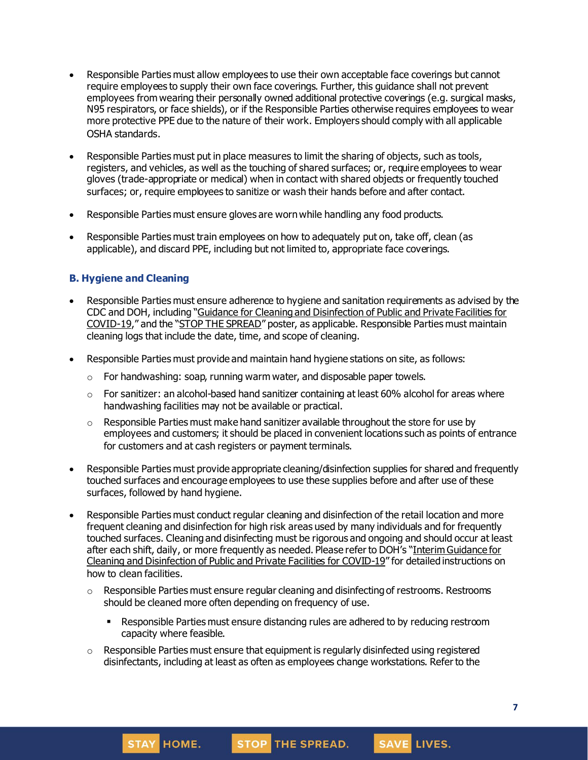- Responsible Parties must allow employees to use their own acceptable face coverings but cannot require employees to supply their own face coverings. Further, this guidance shall not prevent employees from wearing their personally owned additional protective coverings (e.g. surgical masks, N95 respirators, or face shields), or if the Responsible Parties otherwise requires employees to wear more protective PPE due to the nature of their work. Employers should comply with all applicable OSHA standards.
- Responsible Parties must put in place measures to limit the sharing of objects, such as tools, registers, and vehicles, as well as the touching of shared surfaces; or, require employees to wear gloves (trade-appropriate or medical) when in contact with shared objects or frequently touched surfaces; or, require employees to sanitize or wash their hands before and after contact.
- Responsible Parties must ensure gloves are worn while handling any food products.
- Responsible Parties must train employees on how to adequately put on, take off, clean (as applicable), and discard PPE, including but not limited to, appropriate face coverings.

### B. Hygiene and Cleaning

- Responsible Parties must ensure adherence to hygiene and sanitation requirements as advised by the CDC and DOH, including "Guidance for Cleaning and Disinfection of Public and Private Facilities for COVID-19," and the "STOP THE SPREAD" poster, as applicable. Responsible Parties must maintain cleaning logs that include the date, time, and scope of cleaning.
- Responsible Parties must provide and maintain hand hygiene stations on site, as follows:
  - For handwashing: soap, running warm water, and disposable paper towels.
  - For sanitizer: an alcohol-based hand sanitizer containing at least 60% alcohol for areas where handwashing facilities may not be available or practical.
  - Responsible Parties must make hand sanitizer available throughout the store for use by employees and customers; it should be placed in convenient locations such as points of entrance for customers and at cash registers or payment terminals.
- Responsible Parties must provide appropriate cleaning/disinfection supplies for shared and frequently touched surfaces and encourage employees to use these supplies before and after use of these surfaces, followed by hand hygiene.
- Responsible Parties must conduct regular cleaning and disinfection of the retail location and more frequent cleaning and disinfection for high risk areas used by many individuals and for frequently touched surfaces. Cleaning and disinfecting must be rigorous and ongoing and should occur at least after each shift, daily, or more frequently as needed. Please refer to DOH's "Interim Guidance for Cleaning and Disinfection of Public and Private Facilities for COVID-19" for detailed instructions on how to clean facilities.
  - Responsible Parties must ensure regular cleaning and disinfecting of restrooms. Restrooms should be cleaned more often depending on frequency of use.
    - Responsible Parties must ensure distancing rules are adhered to by reducing restroom capacity where feasible.
  - Responsible Parties must ensure that equipment is regularly disinfected using registered disinfectants, including at least as often as employees change workstations. Refer to the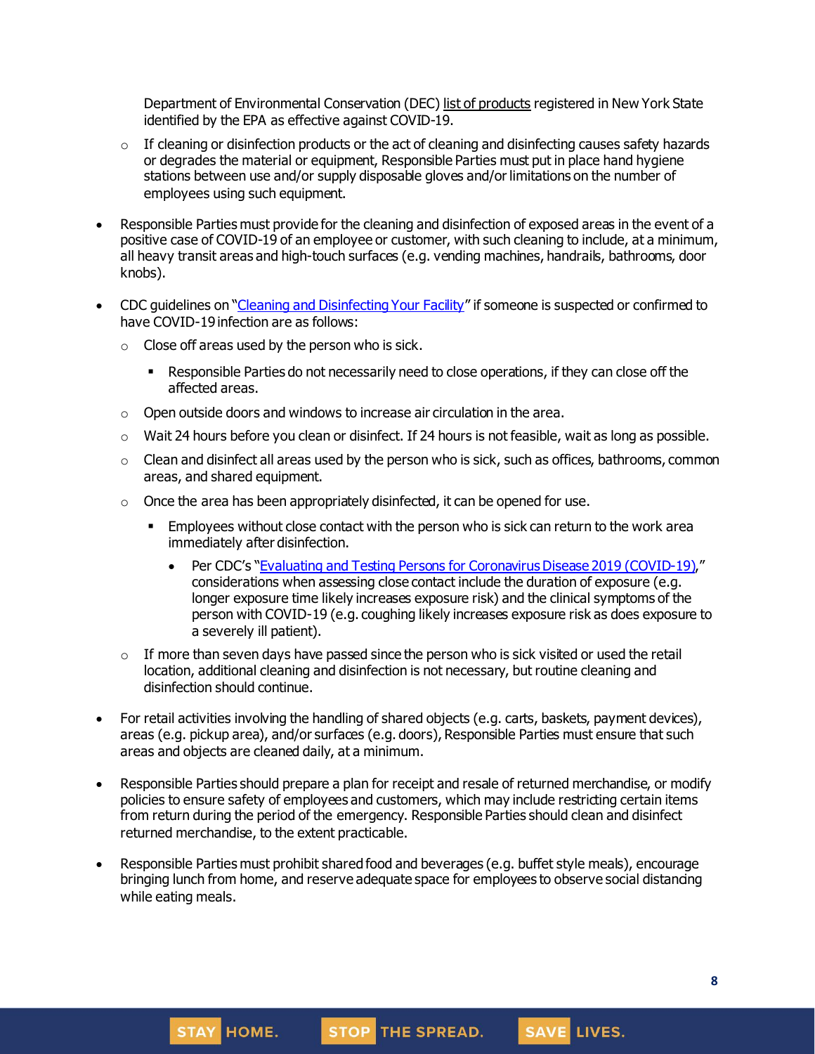Department of Environmental Conservation (DEC) list of products registered in New York State identified by the EPA as effective against COVID-19.

- If cleaning or disinfection products or the act of cleaning and disinfecting causes safety hazards or degrades the material or equipment, Responsible Parties must put in place hand hygiene stations between use and/or supply disposable gloves and/or limitations on the number of employees using such equipment.

- Responsible Parties must provide for the cleaning and disinfection of exposed areas in the event of a positive case of COVID-19 of an employee or customer, with such cleaning to include, at a minimum, all heavy transit areas and high-touch surfaces (e.g. vending machines, handrails, bathrooms, door knobs).

- CDC guidelines on "Cleaning and Disinfecting Your Facility" if someone is suspected or confirmed to have COVID-19 infection are as follows:
  - Close off areas used by the person who is sick.
    - Responsible Parties do not necessarily need to close operations, if they can close off the affected areas.
  - Open outside doors and windows to increase air circulation in the area.
  - Wait 24 hours before you clean or disinfect. If 24 hours is not feasible, wait as long as possible.
  - Clean and disinfect all areas used by the person who is sick, such as offices, bathrooms, common areas, and shared equipment.
  - Once the area has been appropriately disinfected, it can be opened for use.
    - Employees without close contact with the person who is sick can return to the work area immediately after disinfection.
      - Per CDC's "Evaluating and Testing Persons for Coronavirus Disease 2019 (COVID-19)," considerations when assessing close contact include the duration of exposure (e.g. longer exposure time likely increases exposure risk) and the clinical symptoms of the person with COVID-19 (e.g. coughing likely increases exposure risk as does exposure to a severely ill patient).
  - If more than seven days have passed since the person who is sick visited or used the retail location, additional cleaning and disinfection is not necessary, but routine cleaning and disinfection should continue.

- For retail activities involving the handling of shared objects (e.g. carts, baskets, payment devices), areas (e.g. pickup area), and/or surfaces (e.g. doors), Responsible Parties must ensure that such areas and objects are cleaned daily, at a minimum.

- Responsible Parties should prepare a plan for receipt and resale of returned merchandise, or modify policies to ensure safety of employees and customers, which may include restricting certain items from return during the period of the emergency. Responsible Parties should clean and disinfect returned merchandise, to the extent practicable.

- Responsible Parties must prohibit shared food and beverages (e.g. buffet style meals), encourage bringing lunch from home, and reserve adequate space for employees to observe social distancing while eating meals.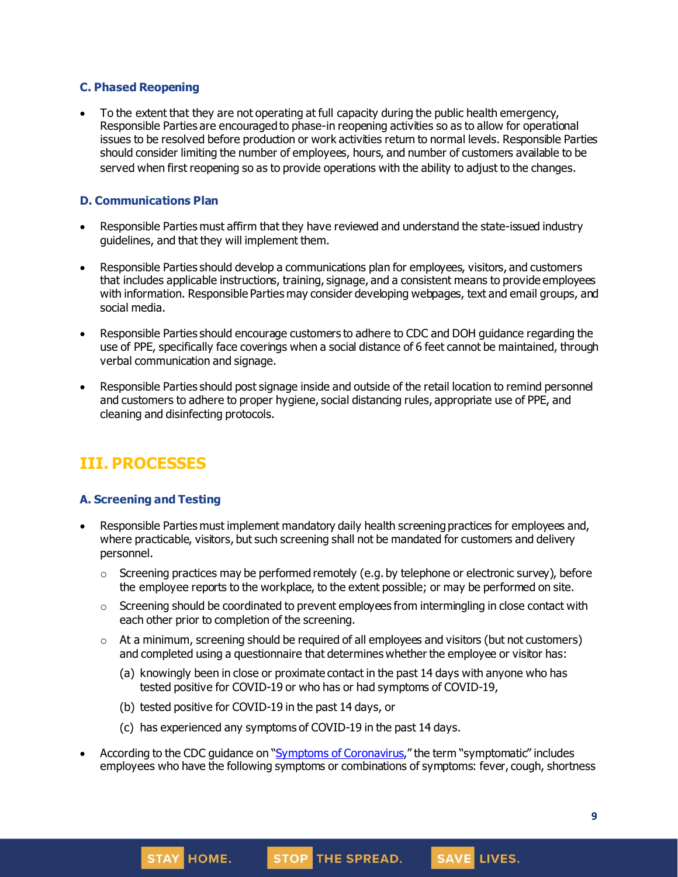### C. Phased Reopening

- To the extent that they are not operating at full capacity during the public health emergency, Responsible Parties are encouraged to phase-in reopening activities so as to allow for operational issues to be resolved before production or work activities return to normal levels. Responsible Parties should consider limiting the number of employees, hours, and number of customers available to be served when first reopening so as to provide operations with the ability to adjust to the changes.

### D. Communications Plan

- Responsible Parties must affirm that they have reviewed and understand the state-issued industry guidelines, and that they will implement them.
- Responsible Parties should develop a communications plan for employees, visitors, and customers that includes applicable instructions, training, signage, and a consistent means to provide employees with information. Responsible Parties may consider developing webpages, text and email groups, and social media.
- Responsible Parties should encourage customers to adhere to CDC and DOH guidance regarding the use of PPE, specifically face coverings when a social distance of 6 feet cannot be maintained, through verbal communication and signage.
- Responsible Parties should post signage inside and outside of the retail location to remind personnel and customers to adhere to proper hygiene, social distancing rules, appropriate use of PPE, and cleaning and disinfecting protocols.

## III. PROCESSES

### A. Screening and Testing

- Responsible Parties must implement mandatory daily health screening practices for employees and, where practicable, visitors, but such screening shall not be mandated for customers and delivery personnel.
  - Screening practices may be performed remotely (e.g. by telephone or electronic survey), before the employee reports to the workplace, to the extent possible; or may be performed on site.
  - Screening should be coordinated to prevent employees from intermingling in close contact with each other prior to completion of the screening.
  - At a minimum, screening should be required of all employees and visitors (but not customers) and completed using a questionnaire that determines whether the employee or visitor has:
    - (a) knowingly been in close or proximate contact in the past 14 days with anyone who has tested positive for COVID-19 or who has or had symptoms of COVID-19,
    - (b) tested positive for COVID-19 in the past 14 days, or
    - (c) has experienced any symptoms of COVID-19 in the past 14 days.
- According to the CDC guidance on "Symptoms of Coronavirus," the term "symptomatic" includes employees who have the following symptoms or combinations of symptoms: fever, cough, shortness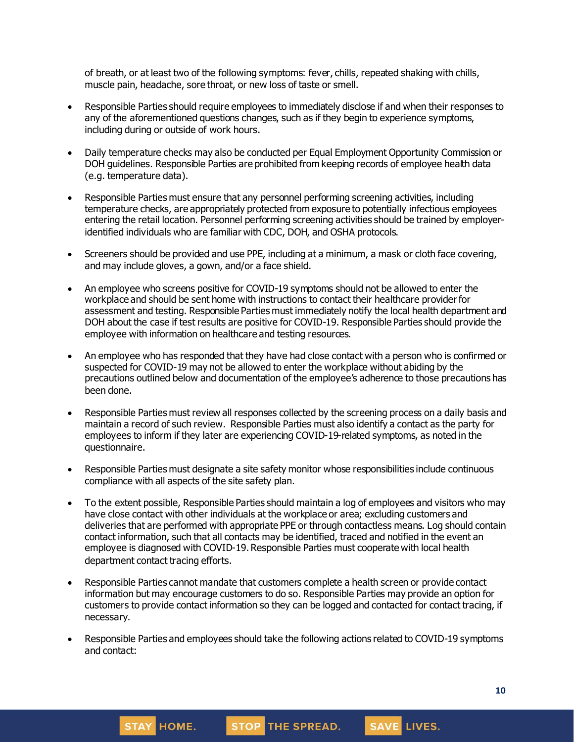of breath, or at least two of the following symptoms: fever, chills, repeated shaking with chills, muscle pain, headache, sore throat, or new loss of taste or smell.

- Responsible Parties should require employees to immediately disclose if and when their responses to any of the aforementioned questions changes, such as if they begin to experience symptoms, including during or outside of work hours.

- Daily temperature checks may also be conducted per Equal Employment Opportunity Commission or DOH guidelines. Responsible Parties are prohibited from keeping records of employee health data (e.g. temperature data).

- Responsible Parties must ensure that any personnel performing screening activities, including temperature checks, are appropriately protected from exposure to potentially infectious employees entering the retail location. Personnel performing screening activities should be trained by employer-identified individuals who are familiar with CDC, DOH, and OSHA protocols.

- Screeners should be provided and use PPE, including at a minimum, a mask or cloth face covering, and may include gloves, a gown, and/or a face shield.

- An employee who screens positive for COVID-19 symptoms should not be allowed to enter the workplace and should be sent home with instructions to contact their healthcare provider for assessment and testing. Responsible Parties must immediately notify the local health department and DOH about the case if test results are positive for COVID-19. Responsible Parties should provide the employee with information on healthcare and testing resources.

- An employee who has responded that they have had close contact with a person who is confirmed or suspected for COVID-19 may not be allowed to enter the workplace without abiding by the precautions outlined below and documentation of the employee's adherence to those precautions has been done.

- Responsible Parties must review all responses collected by the screening process on a daily basis and maintain a record of such review. Responsible Parties must also identify a contact as the party for employees to inform if they later are experiencing COVID-19-related symptoms, as noted in the questionnaire.

- Responsible Parties must designate a site safety monitor whose responsibilities include continuous compliance with all aspects of the site safety plan.

- To the extent possible, Responsible Parties should maintain a log of employees and visitors who may have close contact with other individuals at the workplace or area; excluding customers and deliveries that are performed with appropriate PPE or through contactless means. Log should contain contact information, such that all contacts may be identified, traced and notified in the event an employee is diagnosed with COVID-19. Responsible Parties must cooperate with local health department contact tracing efforts.

- Responsible Parties cannot mandate that customers complete a health screen or provide contact information but may encourage customers to do so. Responsible Parties may provide an option for customers to provide contact information so they can be logged and contacted for contact tracing, if necessary.

- Responsible Parties and employees should take the following actions related to COVID-19 symptoms and contact: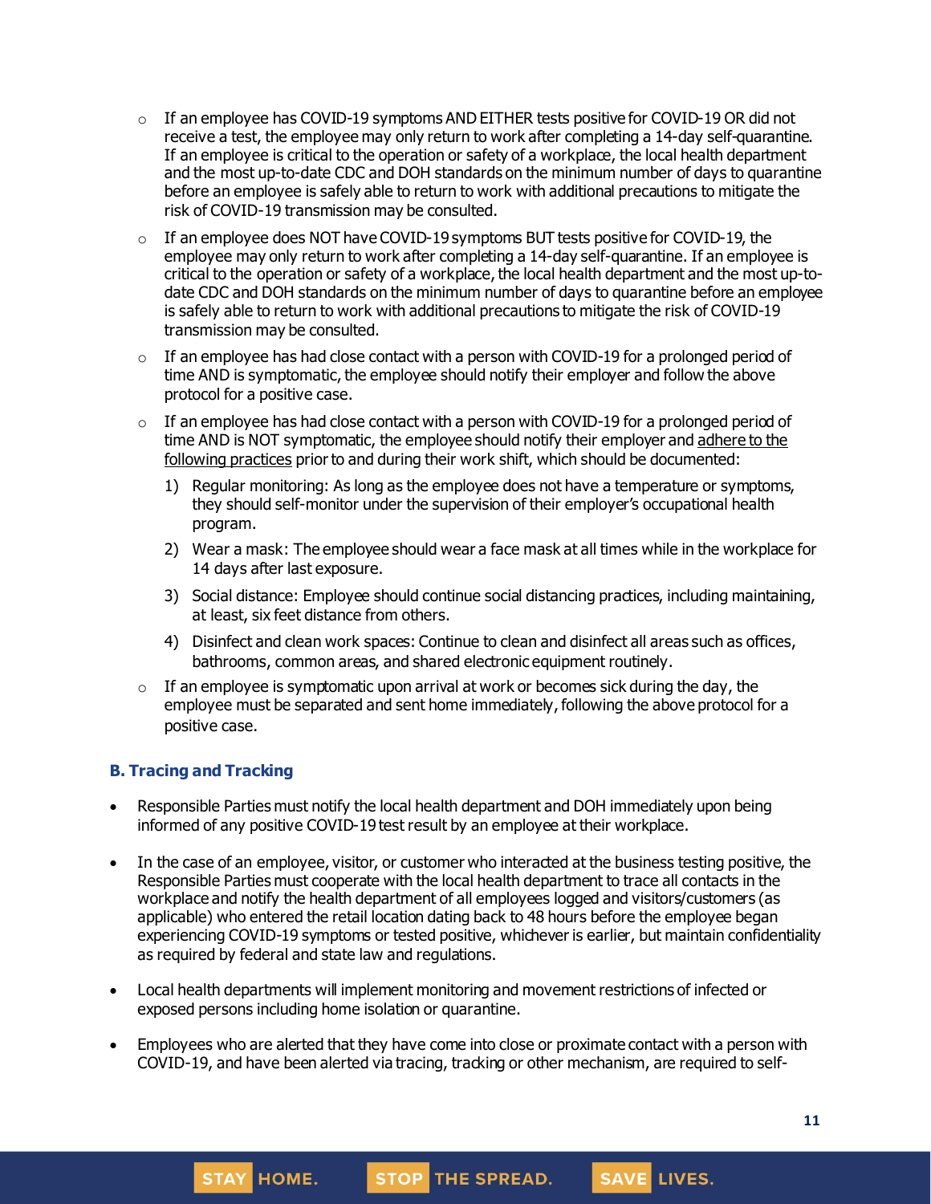- If an employee has COVID-19 symptoms AND EITHER tests positive for COVID-19 OR did not receive a test, the employee may only return to work after completing a 14-day self-quarantine. If an employee is critical to the operation or safety of a workplace, the local health department and the most up-to-date CDC and DOH standards on the minimum number of days to quarantine before an employee is safely able to return to work with additional precautions to mitigate the risk of COVID-19 transmission may be consulted.
- If an employee does NOT have COVID-19 symptoms BUT tests positive for COVID-19, the employee may only return to work after completing a 14-day self-quarantine. If an employee is critical to the operation or safety of a workplace, the local health department and the most up-to-date CDC and DOH standards on the minimum number of days to quarantine before an employee is safely able to return to work with additional precautions to mitigate the risk of COVID-19 transmission may be consulted.
- If an employee has had close contact with a person with COVID-19 for a prolonged period of time AND is symptomatic, the employee should notify their employer and follow the above protocol for a positive case.
- If an employee has had close contact with a person with COVID-19 for a prolonged period of time AND is NOT symptomatic, the employee should notify their employer and adhere to the following practices prior to and during their work shift, which should be documented:
  1) Regular monitoring: As long as the employee does not have a temperature or symptoms, they should self-monitor under the supervision of their employer's occupational health program.
  2) Wear a mask: The employee should wear a face mask at all times while in the workplace for 14 days after last exposure.
  3) Social distance: Employee should continue social distancing practices, including maintaining, at least, six feet distance from others.
  4) Disinfect and clean work spaces: Continue to clean and disinfect all areas such as offices, bathrooms, common areas, and shared electronic equipment routinely.
- If an employee is symptomatic upon arrival at work or becomes sick during the day, the employee must be separated and sent home immediately, following the above protocol for a positive case.

### B. Tracing and Tracking

- Responsible Parties must notify the local health department and DOH immediately upon being informed of any positive COVID-19 test result by an employee at their workplace.
- In the case of an employee, visitor, or customer who interacted at the business testing positive, the Responsible Parties must cooperate with the local health department to trace all contacts in the workplace and notify the health department of all employees logged and visitors/customers (as applicable) who entered the retail location dating back to 48 hours before the employee began experiencing COVID-19 symptoms or tested positive, whichever is earlier, but maintain confidentiality as required by federal and state law and regulations.
- Local health departments will implement monitoring and movement restrictions of infected or exposed persons including home isolation or quarantine.
- Employees who are alerted that they have come into close or proximate contact with a person with COVID-19, and have been alerted via tracing, tracking or other mechanism, are required to self-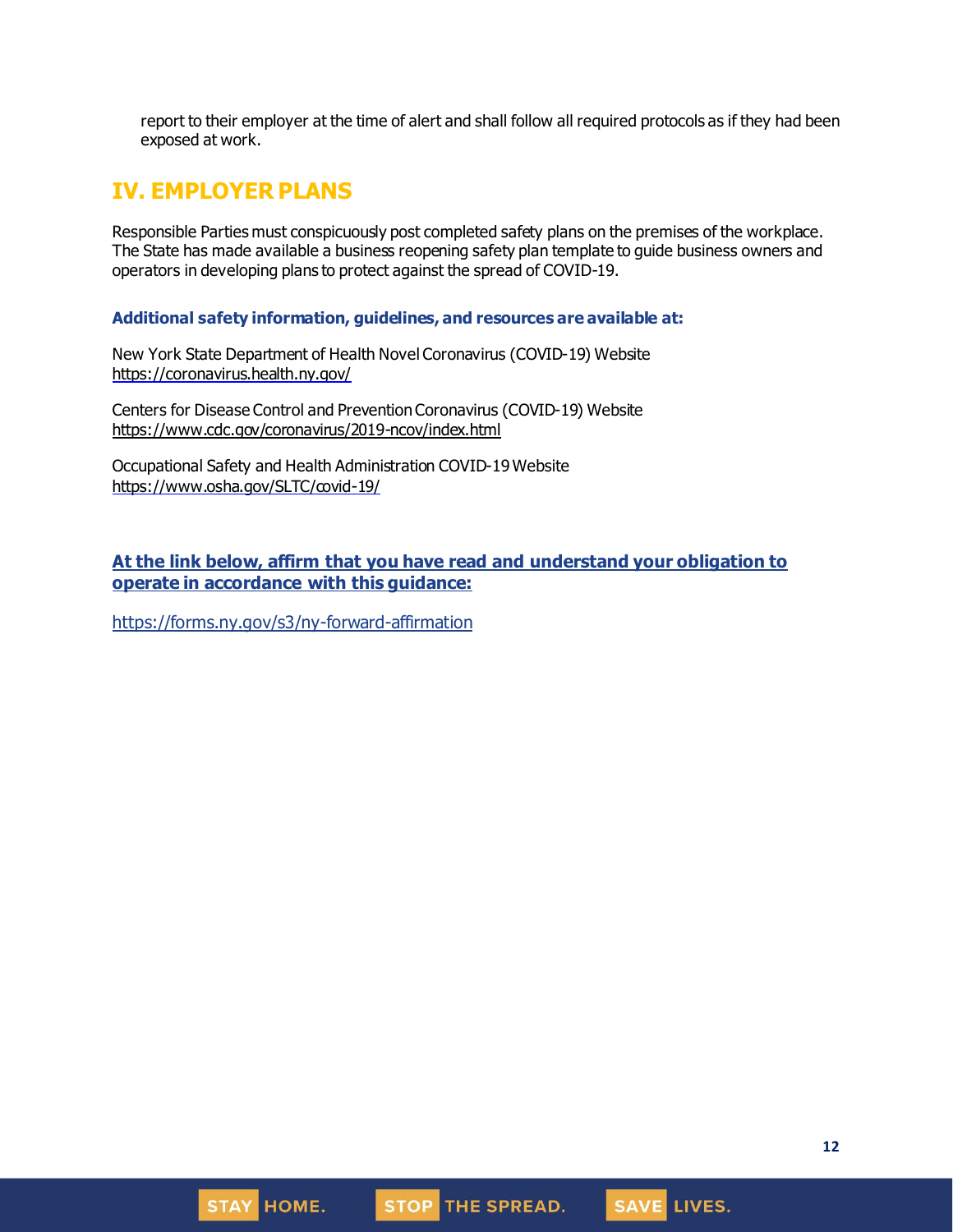report to their employer at the time of alert and shall follow all required protocols as if they had been exposed at work.

## IV. EMPLOYER PLANS

Responsible Parties must conspicuously post completed safety plans on the premises of the workplace. The State has made available a business reopening safety plan template to guide business owners and operators in developing plans to protect against the spread of COVID-19.

**Additional safety information, guidelines, and resources are available at:**

New York State Department of Health Novel Coronavirus (COVID-19) Website
https://coronavirus.health.ny.gov/

Centers for Disease Control and Prevention Coronavirus (COVID-19) Website
https://www.cdc.gov/coronavirus/2019-ncov/index.html

Occupational Safety and Health Administration COVID-19 Website
https://www.osha.gov/SLTC/covid-19/

**At the link below, affirm that you have read and understand your obligation to operate in accordance with this guidance:**

https://forms.ny.gov/s3/ny-forward-affirmation